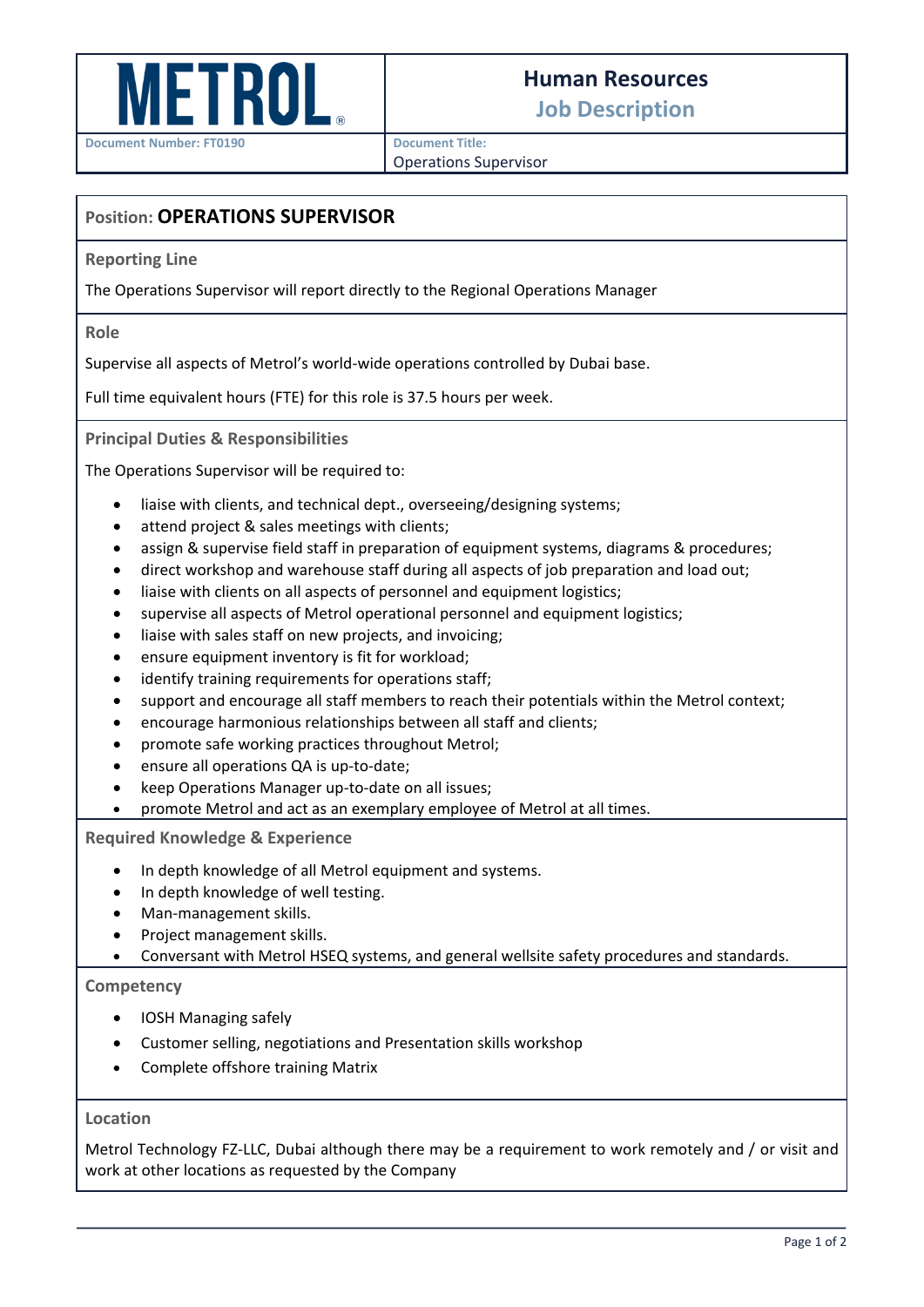**METROL®**

**Document Number: FT0190**

# Human Resources

## Job Description

**Document Title:** Operations Supervisor

## Position: OPERATIONS SUPERVISOR

### Reporting Line

The Operations Supervisor will report directly to the Regional Operations Manager

### Role

Supervise all aspects of Metrol's world-wide operations controlled by Dubai base.

Full time equivalent hours (FTE) for this role is 37.5 hours per week.

### Principal Duties & Responsibilities

The Operations Supervisor will be required to:

- liaise with clients, and technical dept., overseeing/designing systems;
- attend project & sales meetings with clients;
- assign & supervise field staff in preparation of equipment systems, diagrams & procedures;
- direct workshop and warehouse staff during all aspects of job preparation and load out;
- liaise with clients on all aspects of personnel and equipment logistics;
- supervise all aspects of Metrol operational personnel and equipment logistics;
- liaise with sales staff on new projects, and invoicing;
- ensure equipment inventory is fit for workload;
- identify training requirements for operations staff;
- support and encourage all staff members to reach their potentials within the Metrol context;
- encourage harmonious relationships between all staff and clients;
- promote safe working practices throughout Metrol;
- ensure all operations QA is up-to-date;
- keep Operations Manager up-to-date on all issues;
- promote Metrol and act as an exemplary employee of Metrol at all times.

### Required Knowledge & Experience

- In depth knowledge of all Metrol equipment and systems.
- In depth knowledge of well testing.
- Man-management skills.
- Project management skills.
- Conversant with Metrol HSEQ systems, and general wellsite safety procedures and standards.

### Competency

- IOSH Managing safely
- Customer selling, negotiations and Presentation skills workshop
- Complete offshore training Matrix

### Location

Metrol Technology FZ-LLC, Dubai although there may be a requirement to work remotely and / or visit and work at other locations as requested by the Company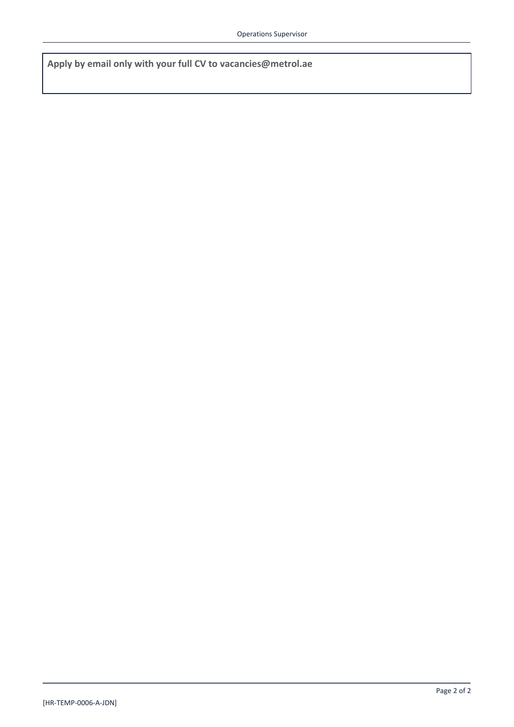**Apply by email only with your full CV to vacancies@metrol.ae**